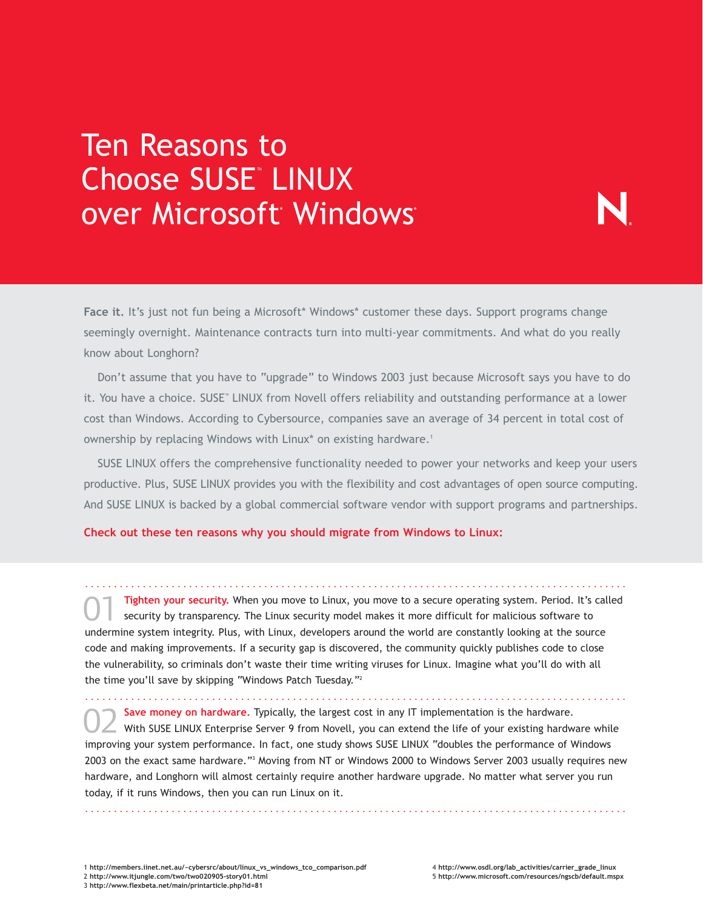# Ten Reasons to Choose SUSE™ LINUX over Microsoft* Windows*

**Face it.** It's just not fun being a Microsoft* Windows* customer these days. Support programs change seemingly overnight. Maintenance contracts turn into multi-year commitments. And what do you really know about Longhorn?

Don't assume that you have to "upgrade" to Windows 2003 just because Microsoft says you have to do it. You have a choice. SUSE™ LINUX from Novell offers reliability and outstanding performance at a lower cost than Windows. According to Cybersource, companies save an average of 34 percent in total cost of ownership by replacing Windows with Linux* on existing hardware.[1]

SUSE LINUX offers the comprehensive functionality needed to power your networks and keep your users productive. Plus, SUSE LINUX provides you with the flexibility and cost advantages of open source computing. And SUSE LINUX is backed by a global commercial software vendor with support programs and partnerships.

**Check out these ten reasons why you should migrate from Windows to Linux:**

---

**01 Tighten your security.** When you move to Linux, you move to a secure operating system. Period. It's called security by transparency. The Linux security model makes it more difficult for malicious software to undermine system integrity. Plus, with Linux, developers around the world are constantly looking at the source code and making improvements. If a security gap is discovered, the community quickly publishes code to close the vulnerability, so criminals don't waste their time writing viruses for Linux. Imagine what you'll do with all the time you'll save by skipping "Windows Patch Tuesday."[2]

---

**02 Save money on hardware.** Typically, the largest cost in any IT implementation is the hardware. With SUSE LINUX Enterprise Server 9 from Novell, you can extend the life of your existing hardware while improving your system performance. In fact, one study shows SUSE LINUX "doubles the performance of Windows 2003 on the exact same hardware."[3] Moving from NT or Windows 2000 to Windows Server 2003 usually requires new hardware, and Longhorn will almost certainly require another hardware upgrade. No matter what server you run today, if it runs Windows, then you can run Linux on it.

---

1 http://members.iinet.net.au/~cybersrc/about/linux_vs_windows_tco_comparison.pdf
2 http://www.itjungle.com/two/two020905-story01.html
3 http://www.flexbeta.net/main/printarticle.php?id=81
4 http://www.osdl.org/lab_activities/carrier_grade_linux
5 http://www.microsoft.com/resources/ngscb/default.mspx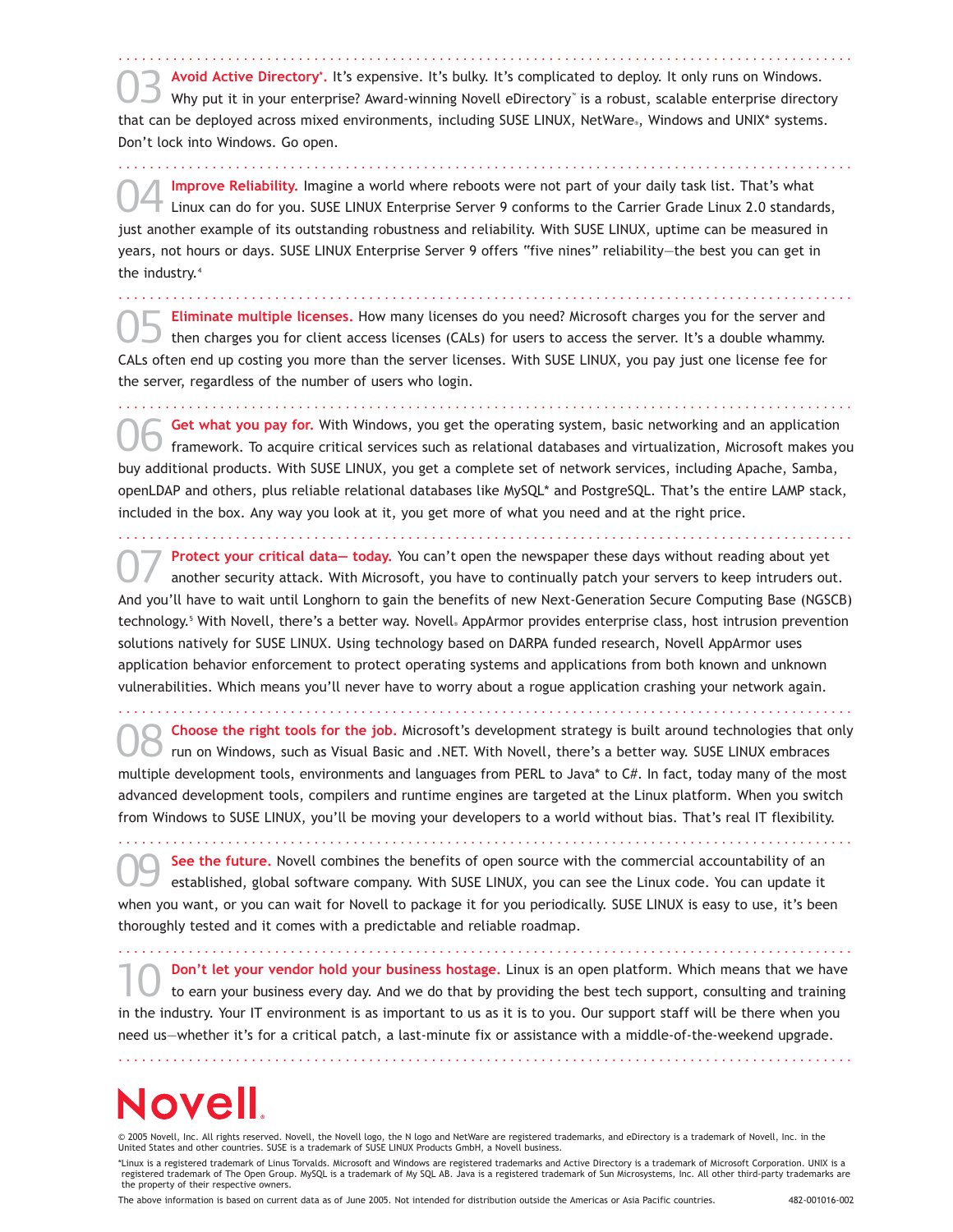**03 Avoid Active Directory*.** It's expensive. It's bulky. It's complicated to deploy. It only runs on Windows. Why put it in your enterprise? Award-winning Novell eDirectory™ is a robust, scalable enterprise directory that can be deployed across mixed environments, including SUSE LINUX, NetWare®, Windows and UNIX* systems. Don't lock into Windows. Go open.

**04 Improve Reliability.** Imagine a world where reboots were not part of your daily task list. That's what Linux can do for you. SUSE LINUX Enterprise Server 9 conforms to the Carrier Grade Linux 2.0 standards, just another example of its outstanding robustness and reliability. With SUSE LINUX, uptime can be measured in years, not hours or days. SUSE LINUX Enterprise Server 9 offers "five nines" reliability—the best you can get in the industry.[4]

**05 Eliminate multiple licenses.** How many licenses do you need? Microsoft charges you for the server and then charges you for client access licenses (CALs) for users to access the server. It's a double whammy. CALs often end up costing you more than the server licenses. With SUSE LINUX, you pay just one license fee for the server, regardless of the number of users who login.

**06 Get what you pay for.** With Windows, you get the operating system, basic networking and an application framework. To acquire critical services such as relational databases and virtualization, Microsoft makes you buy additional products. With SUSE LINUX, you get a complete set of network services, including Apache, Samba, openLDAP and others, plus reliable relational databases like MySQL* and PostgreSQL. That's the entire LAMP stack, included in the box. Any way you look at it, you get more of what you need and at the right price.

**07 Protect your critical data— today.** You can't open the newspaper these days without reading about yet another security attack. With Microsoft, you have to continually patch your servers to keep intruders out. And you'll have to wait until Longhorn to gain the benefits of new Next-Generation Secure Computing Base (NGSCB) technology.[5] With Novell, there's a better way. Novell® AppArmor provides enterprise class, host intrusion prevention solutions natively for SUSE LINUX. Using technology based on DARPA funded research, Novell AppArmor uses application behavior enforcement to protect operating systems and applications from both known and unknown vulnerabilities. Which means you'll never have to worry about a rogue application crashing your network again.

**08 Choose the right tools for the job.** Microsoft's development strategy is built around technologies that only run on Windows, such as Visual Basic and .NET. With Novell, there's a better way. SUSE LINUX embraces multiple development tools, environments and languages from PERL to Java* to C#. In fact, today many of the most advanced development tools, compilers and runtime engines are targeted at the Linux platform. When you switch from Windows to SUSE LINUX, you'll be moving your developers to a world without bias. That's real IT flexibility.

**09 See the future.** Novell combines the benefits of open source with the commercial accountability of an established, global software company. With SUSE LINUX, you can see the Linux code. You can update it when you want, or you can wait for Novell to package it for you periodically. SUSE LINUX is easy to use, it's been thoroughly tested and it comes with a predictable and reliable roadmap.

**10 Don't let your vendor hold your business hostage.** Linux is an open platform. Which means that we have to earn your business every day. And we do that by providing the best tech support, consulting and training in the industry. Your IT environment is as important to us as it is to you. Our support staff will be there when you need us—whether it's for a critical patch, a last-minute fix or assistance with a middle-of-the-weekend upgrade.

**Novell®**

© 2005 Novell, Inc. All rights reserved. Novell, the Novell logo, the N logo and NetWare are registered trademarks, and eDirectory is a trademark of Novell, Inc. in the United States and other countries. SUSE is a trademark of SUSE LINUX Products GmbH, a Novell business.

*Linux is a registered trademark of Linus Torvalds. Microsoft and Windows are registered trademarks and Active Directory is a trademark of Microsoft Corporation. UNIX is a registered trademark of The Open Group. MySQL is a trademark of My SQL AB. Java is a registered trademark of Sun Microsystems, Inc. All other third-party trademarks are the property of their respective owners.

The above information is based on current data as of June 2005. Not intended for distribution outside the Americas or Asia Pacific countries.

482-001016-002